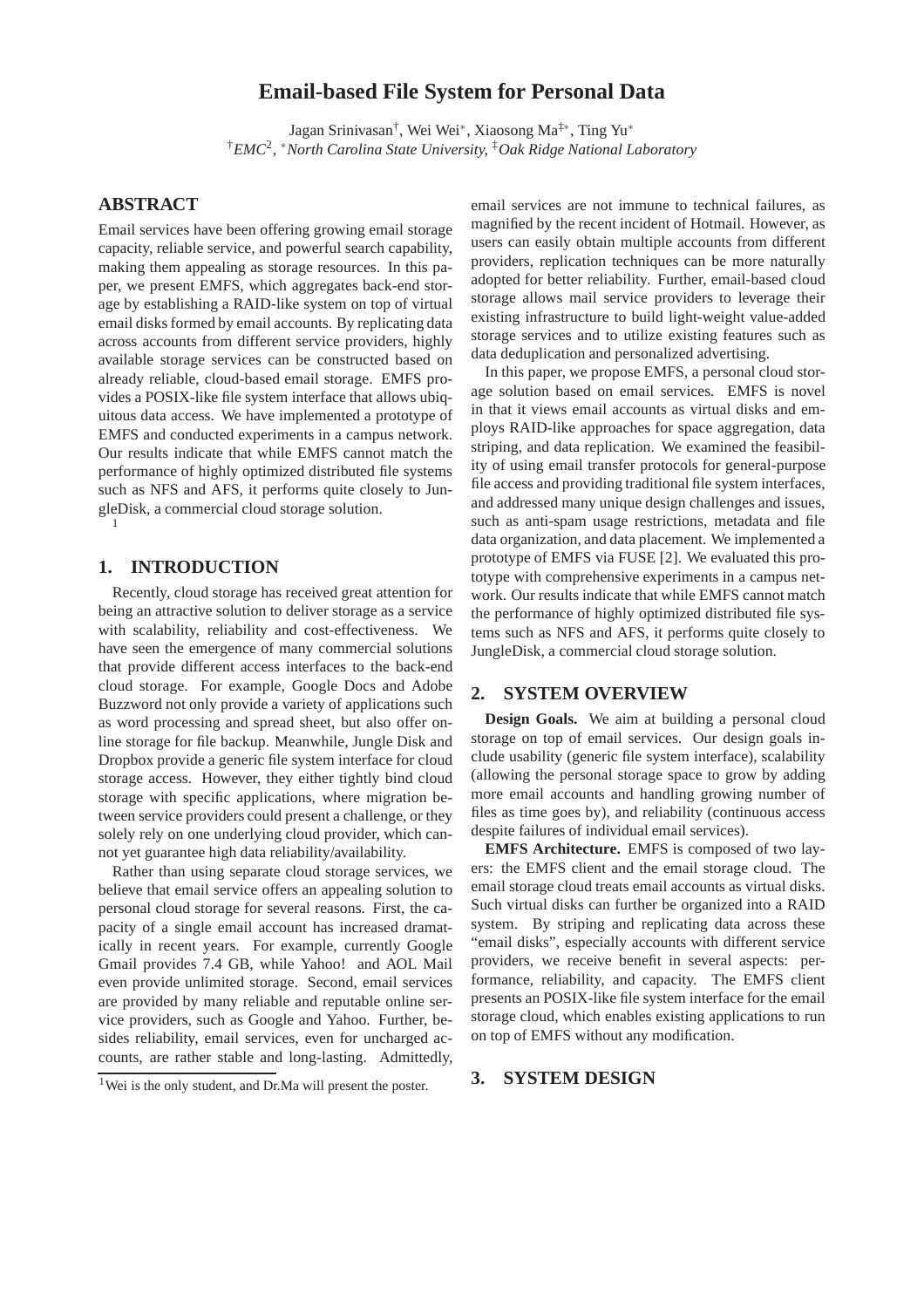# Email-based File System for Personal Data

Jagan Srinivasan[†], Wei Wei[*], Xiaosong Ma[‡*], Ting Yu[*]

[†]*EMC*[2], [*]*North Carolina State University,* [‡]*Oak Ridge National Laboratory*

## ABSTRACT

Email services have been offering growing email storage capacity, reliable service, and powerful search capability, making them appealing as storage resources. In this paper, we present EMFS, which aggregates back-end storage by establishing a RAID-like system on top of virtual email disks formed by email accounts. By replicating data across accounts from different service providers, highly available storage services can be constructed based on already reliable, cloud-based email storage. EMFS provides a POSIX-like file system interface that allows ubiquitous data access. We have implemented a prototype of EMFS and conducted experiments in a campus network. Our results indicate that while EMFS cannot match the performance of highly optimized distributed file systems such as NFS and AFS, it performs quite closely to JungleDisk, a commercial cloud storage solution. [1]

## 1. INTRODUCTION

Recently, cloud storage has received great attention for being an attractive solution to deliver storage as a service with scalability, reliability and cost-effectiveness. We have seen the emergence of many commercial solutions that provide different access interfaces to the back-end cloud storage. For example, Google Docs and Adobe Buzzword not only provide a variety of applications such as word processing and spread sheet, but also offer online storage for file backup. Meanwhile, Jungle Disk and Dropbox provide a generic file system interface for cloud storage access. However, they either tightly bind cloud storage with specific applications, where migration between service providers could present a challenge, or they solely rely on one underlying cloud provider, which cannot yet guarantee high data reliability/availability.

Rather than using separate cloud storage services, we believe that email service offers an appealing solution to personal cloud storage for several reasons. First, the capacity of a single email account has increased dramatically in recent years. For example, currently Google Gmail provides 7.4 GB, while Yahoo! and AOL Mail even provide unlimited storage. Second, email services are provided by many reliable and reputable online service providers, such as Google and Yahoo. Further, besides reliability, email services, even for uncharged accounts, are rather stable and long-lasting. Admittedly, email services are not immune to technical failures, as magnified by the recent incident of Hotmail. However, as users can easily obtain multiple accounts from different providers, replication techniques can be more naturally adopted for better reliability. Further, email-based cloud storage allows mail service providers to leverage their existing infrastructure to build light-weight value-added storage services and to utilize existing features such as data deduplication and personalized advertising.

In this paper, we propose EMFS, a personal cloud storage solution based on email services. EMFS is novel in that it views email accounts as virtual disks and employs RAID-like approaches for space aggregation, data striping, and data replication. We examined the feasibility of using email transfer protocols for general-purpose file access and providing traditional file system interfaces, and addressed many unique design challenges and issues, such as anti-spam usage restrictions, metadata and file data organization, and data placement. We implemented a prototype of EMFS via FUSE [2]. We evaluated this prototype with comprehensive experiments in a campus network. Our results indicate that while EMFS cannot match the performance of highly optimized distributed file systems such as NFS and AFS, it performs quite closely to JungleDisk, a commercial cloud storage solution.

## 2. SYSTEM OVERVIEW

**Design Goals.** We aim at building a personal cloud storage on top of email services. Our design goals include usability (generic file system interface), scalability (allowing the personal storage space to grow by adding more email accounts and handling growing number of files as time goes by), and reliability (continuous access despite failures of individual email services).

**EMFS Architecture.** EMFS is composed of two layers: the EMFS client and the email storage cloud. The email storage cloud treats email accounts as virtual disks. Such virtual disks can further be organized into a RAID system. By striping and replicating data across these "email disks", especially accounts with different service providers, we receive benefit in several aspects: performance, reliability, and capacity. The EMFS client presents an POSIX-like file system interface for the email storage cloud, which enables existing applications to run on top of EMFS without any modification.

## 3. SYSTEM DESIGN

[1] Wei is the only student, and Dr.Ma will present the poster.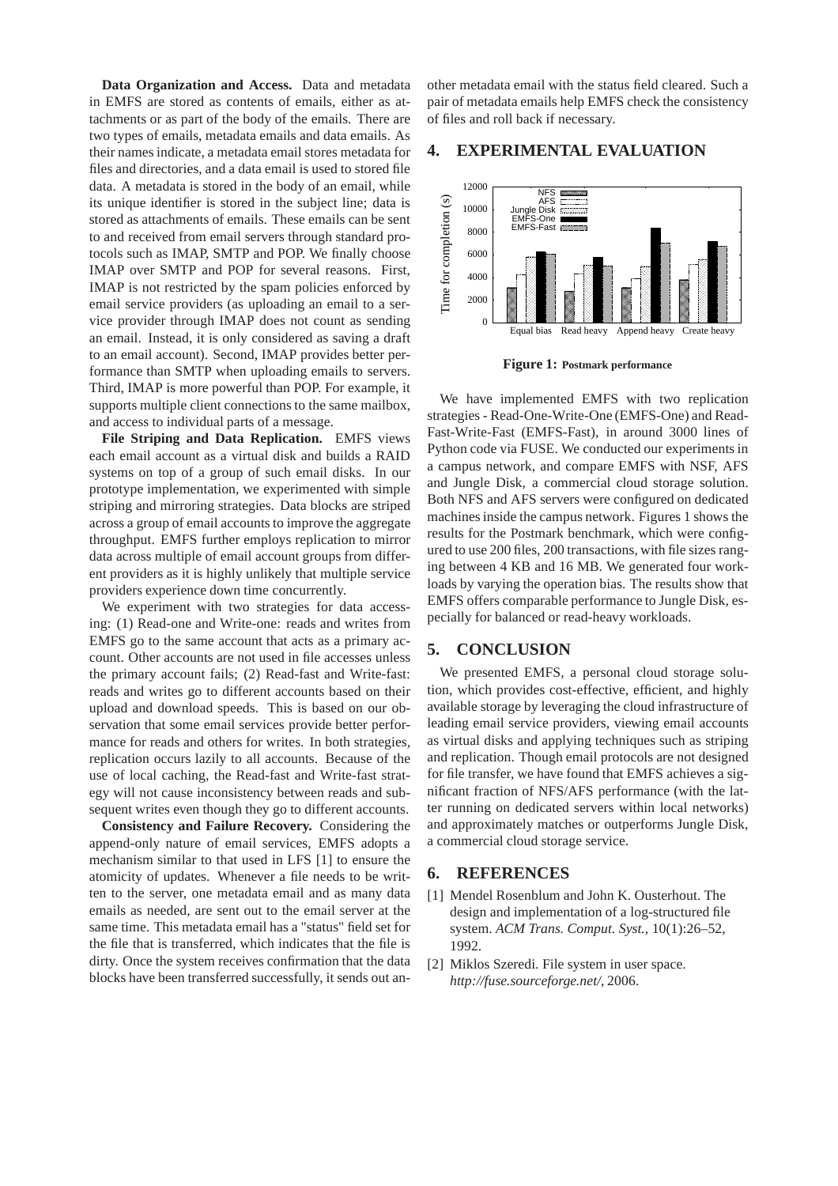**Data Organization and Access.** Data and metadata in EMFS are stored as contents of emails, either as attachments or as part of the body of the emails. There are two types of emails, metadata emails and data emails. As their names indicate, a metadata email stores metadata for files and directories, and a data email is used to stored file data. A metadata is stored in the body of an email, while its unique identifier is stored in the subject line; data is stored as attachments of emails. These emails can be sent to and received from email servers through standard protocols such as IMAP, SMTP and POP. We finally choose IMAP over SMTP and POP for several reasons. First, IMAP is not restricted by the spam policies enforced by email service providers (as uploading an email to a service provider through IMAP does not count as sending an email. Instead, it is only considered as saving a draft to an email account). Second, IMAP provides better performance than SMTP when uploading emails to servers. Third, IMAP is more powerful than POP. For example, it supports multiple client connections to the same mailbox, and access to individual parts of a message.

**File Striping and Data Replication.** EMFS views each email account as a virtual disk and builds a RAID systems on top of a group of such email disks. In our prototype implementation, we experimented with simple striping and mirroring strategies. Data blocks are striped across a group of email accounts to improve the aggregate throughput. EMFS further employs replication to mirror data across multiple of email account groups from different providers as it is highly unlikely that multiple service providers experience down time concurrently.

We experiment with two strategies for data accessing: (1) Read-one and Write-one: reads and writes from EMFS go to the same account that acts as a primary account. Other accounts are not used in file accesses unless the primary account fails; (2) Read-fast and Write-fast: reads and writes go to different accounts based on their upload and download speeds. This is based on our observation that some email services provide better performance for reads and others for writes. In both strategies, replication occurs lazily to all accounts. Because of the use of local caching, the Read-fast and Write-fast strategy will not cause inconsistency between reads and subsequent writes even though they go to different accounts.

**Consistency and Failure Recovery.** Considering the append-only nature of email services, EMFS adopts a mechanism similar to that used in LFS [1] to ensure the atomicity of updates. Whenever a file needs to be written to the server, one metadata email and as many data emails as needed, are sent out to the email server at the same time. This metadata email has a "status" field set for the file that is transferred, which indicates that the file is dirty. Once the system receives confirmation that the data blocks have been transferred successfully, it sends out another metadata email with the status field cleared. Such a pair of metadata emails help EMFS check the consistency of files and roll back if necessary.

## 4. EXPERIMENTAL EVALUATION

Time for completion (s)
12000
10000
8000
6000
4000
2000
0
NFS
AFS
Jungle Disk
EMFS-One
EMFS-Fast
Equal bias
Read heavy
Append heavy
Create heavy

**Figure 1: Postmark performance**

We have implemented EMFS with two replication strategies - Read-One-Write-One (EMFS-One) and Read-Fast-Write-Fast (EMFS-Fast), in around 3000 lines of Python code via FUSE. We conducted our experiments in a campus network, and compare EMFS with NSF, AFS and Jungle Disk, a commercial cloud storage solution. Both NFS and AFS servers were configured on dedicated machines inside the campus network. Figures 1 shows the results for the Postmark benchmark, which were configured to use 200 files, 200 transactions, with file sizes ranging between 4 KB and 16 MB. We generated four workloads by varying the operation bias. The results show that EMFS offers comparable performance to Jungle Disk, especially for balanced or read-heavy workloads.

## 5. CONCLUSION

We presented EMFS, a personal cloud storage solution, which provides cost-effective, efficient, and highly available storage by leveraging the cloud infrastructure of leading email service providers, viewing email accounts as virtual disks and applying techniques such as striping and replication. Though email protocols are not designed for file transfer, we have found that EMFS achieves a significant fraction of NFS/AFS performance (with the latter running on dedicated servers within local networks) and approximately matches or outperforms Jungle Disk, a commercial cloud storage service.

## 6. REFERENCES

[1] Mendel Rosenblum and John K. Ousterhout. The design and implementation of a log-structured file system. *ACM Trans. Comput. Syst.*, 10(1):26–52, 1992.

[2] Miklos Szeredi. File system in user space. *http://fuse.sourceforge.net/*, 2006.